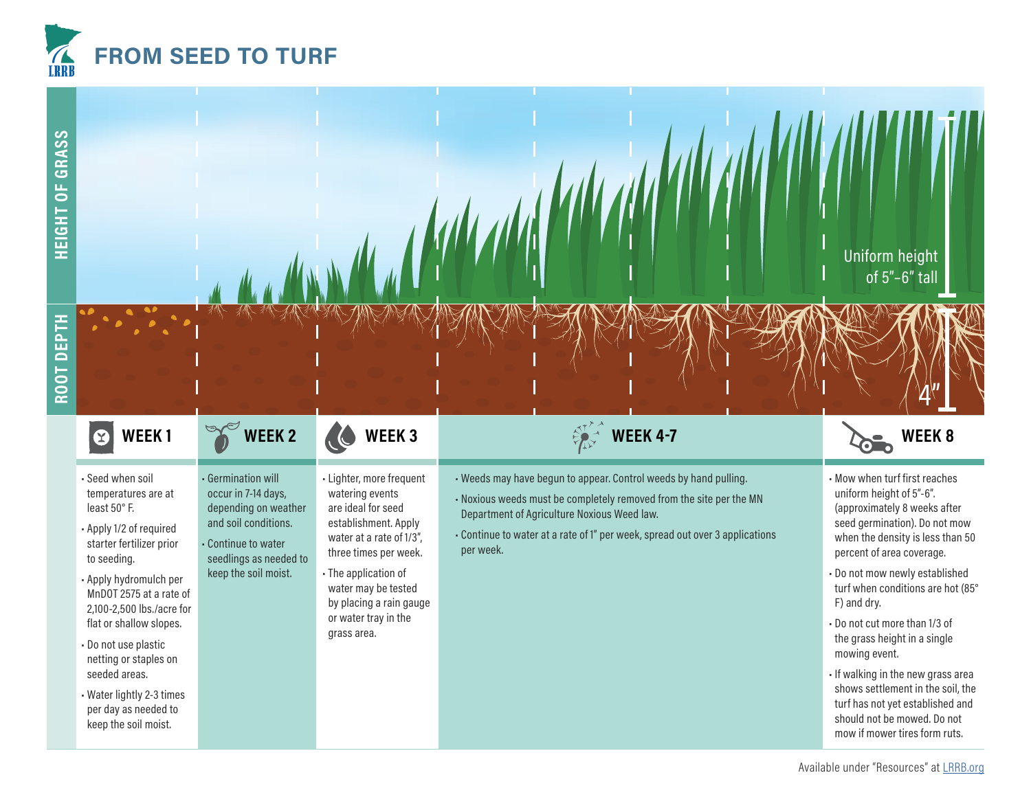# FROM SEED TO TURF

HEIGHT OF GRASS

Uniform height of 5"–6" tall

ROOT DEPTH

4"

## WEEK 1

- Seed when soil temperatures are at least 50° F.
- Apply 1/2 of required starter fertilizer prior to seeding.
- Apply hydromulch per MnDOT 2575 at a rate of 2,100-2,500 lbs./acre for flat or shallow slopes.
- Do not use plastic netting or staples on seeded areas.
- Water lightly 2-3 times per day as needed to keep the soil moist.

## WEEK 2

- Germination will occur in 7-14 days, depending on weather and soil conditions.
- Continue to water seedlings as needed to keep the soil moist.

## WEEK 3

- Lighter, more frequent watering events are ideal for seed establishment. Apply water at a rate of 1/3", three times per week.
- The application of water may be tested by placing a rain gauge or water tray in the grass area.

## WEEK 4-7

- Weeds may have begun to appear. Control weeds by hand pulling.
- Noxious weeds must be completely removed from the site per the MN Department of Agriculture Noxious Weed law.
- Continue to water at a rate of 1" per week, spread out over 3 applications per week.

## WEEK 8

- Mow when turf first reaches uniform height of 5"-6". (approximately 8 weeks after seed germination). Do not mow when the density is less than 50 percent of area coverage.
- Do not mow newly established turf when conditions are hot (85° F) and dry.
- Do not cut more than 1/3 of the grass height in a single mowing event.
- If walking in the new grass area shows settlement in the soil, the turf has not yet established and should not be mowed. Do not mow if mower tires form ruts.

Available under "Resources" at LRRB.org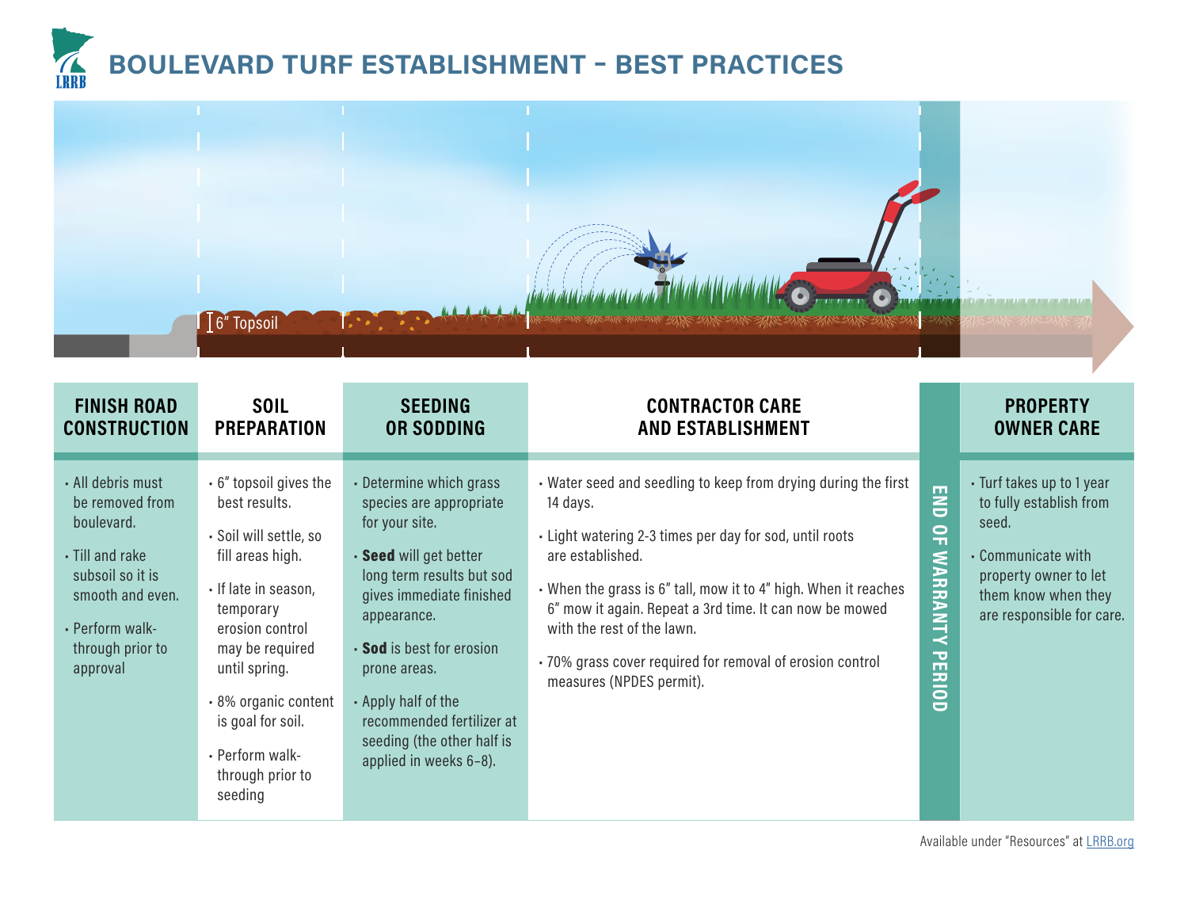# BOULEVARD TURF ESTABLISHMENT – BEST PRACTICES

6" Topsoil

## FINISH ROAD CONSTRUCTION

- All debris must be removed from boulevard.
- Till and rake subsoil so it is smooth and even.
- Perform walk-through prior to approval

## SOIL PREPARATION

- 6" topsoil gives the best results.
- Soil will settle, so fill areas high.
- If late in season, temporary erosion control may be required until spring.
- 8% organic content is goal for soil.
- Perform walk-through prior to seeding

## SEEDING OR SODDING

- Determine which grass species are appropriate for your site.
- **Seed** will get better long term results but sod gives immediate finished appearance.
- **Sod** is best for erosion prone areas.
- Apply half of the recommended fertilizer at seeding (the other half is applied in weeks 6–8).

## CONTRACTOR CARE AND ESTABLISHMENT

- Water seed and seedling to keep from drying during the first 14 days.
- Light watering 2-3 times per day for sod, until roots are established.
- When the grass is 6" tall, mow it to 4" high. When it reaches 6" mow it again. Repeat a 3rd time. It can now be mowed with the rest of the lawn.
- 70% grass cover required for removal of erosion control measures (NPDES permit).

## END OF WARRANTY PERIOD

## PROPERTY OWNER CARE

- Turf takes up to 1 year to fully establish from seed.
- Communicate with property owner to let them know when they are responsible for care.

Available under "Resources" at LRRB.org